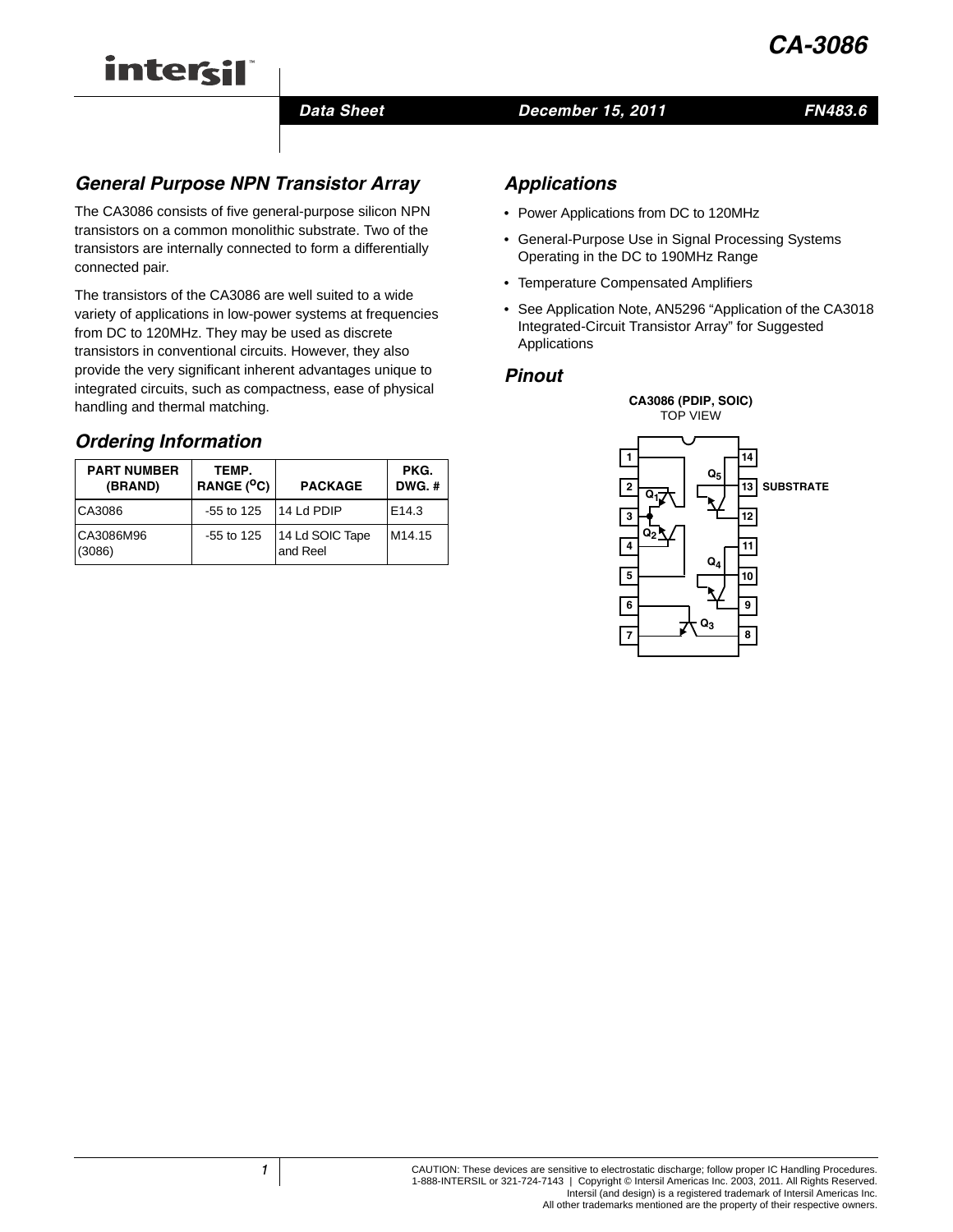# CA-3086

**Data Sheet** | **December 15, 2011** | **FN483.6**

## General Purpose NPN Transistor Array

The CA3086 consists of five general-purpose silicon NPN transistors on a common monolithic substrate. Two of the transistors are internally connected to form a differentially connected pair.

The transistors of the CA3086 are well suited to a wide variety of applications in low-power systems at frequencies from DC to 120MHz. They may be used as discrete transistors in conventional circuits. However, they also provide the very significant inherent advantages unique to integrated circuits, such as compactness, ease of physical handling and thermal matching.

## Ordering Information

| PART NUMBER (BRAND) | TEMP. RANGE ($^{o}$C) | PACKAGE | PKG. DWG. # |
|---|---|---|---|
| CA3086 | -55 to 125 | 14 Ld PDIP | E14.3 |
| CA3086M96 (3086) | -55 to 125 | 14 Ld SOIC Tape and Reel | M14.15 |

## Applications

- Power Applications from DC to 120MHz
- General-Purpose Use in Signal Processing Systems Operating in the DC to 190MHz Range
- Temperature Compensated Amplifiers
- See Application Note, AN5296 "Application of the CA3018 Integrated-Circuit Transistor Array" for Suggested Applications

## Pinout

**CA3086 (PDIP, SOIC)**
TOP VIEW

Pins 1–14; pin 13: SUBSTRATE. Transistors $Q_1$, $Q_2$, $Q_3$, $Q_4$, $Q_5$.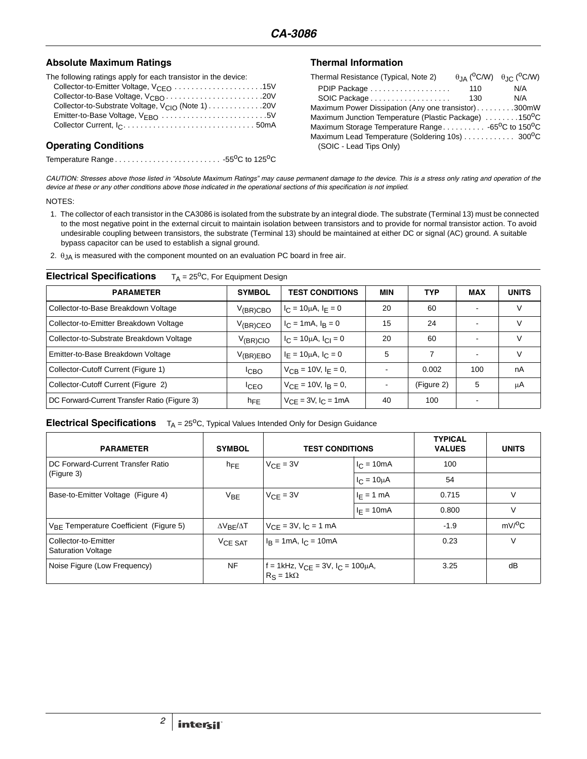## Absolute Maximum Ratings

The following ratings apply for each transistor in the device:

- Collector-to-Emitter Voltage, $V_{CEO}$ . . . . . . . . . . . . . . . . . . . . 15V
- Collector-to-Base Voltage, $V_{CBO}$ . . . . . . . . . . . . . . . . . . . . . . 20V
- Collector-to-Substrate Voltage, $V_{CIO}$ (Note 1) . . . . . . . . . . . . 20V
- Emitter-to-Base Voltage, $V_{EBO}$ . . . . . . . . . . . . . . . . . . . . . . . . 5V
- Collector Current, $I_C$ . . . . . . . . . . . . . . . . . . . . . . . . . . . . . . 50mA

## Operating Conditions

Temperature Range . . . . . . . . . . . . . . . . . . . . . . . . . -55°C to 125°C

## Thermal Information

| Thermal Resistance (Typical, Note 2) | $\theta_{JA}$ (°C/W) | $\theta_{JC}$ (°C/W) |
|---|---|---|
| PDIP Package | 110 | N/A |
| SOIC Package | 130 | N/A |

Maximum Power Dissipation (Any one transistor) . . . . . . . . . 300mW
Maximum Junction Temperature (Plastic Package) . . . . . . . . 150°C
Maximum Storage Temperature Range . . . . . . . . . -65°C to 150°C
Maximum Lead Temperature (Soldering 10s) . . . . . . . . . . . . 300°C
(SOIC - Lead Tips Only)

*CAUTION: Stresses above those listed in "Absolute Maximum Ratings" may cause permanent damage to the device. This is a stress only rating and operation of the device at these or any other conditions above those indicated in the operational sections of this specification is not implied.*

NOTES:

1. The collector of each transistor in the CA3086 is isolated from the substrate by an integral diode. The substrate (Terminal 13) must be connected to the most negative point in the external circuit to maintain isolation between transistors and to provide for normal transistor action. To avoid undesirable coupling between transistors, the substrate (Terminal 13) should be maintained at either DC or signal (AC) ground. A suitable bypass capacitor can be used to establish a signal ground.
2. $\theta_{JA}$ is measured with the component mounted on an evaluation PC board in free air.

## Electrical Specifications $T_A$ = 25°C, For Equipment Design

| PARAMETER | SYMBOL | TEST CONDITIONS | MIN | TYP | MAX | UNITS |
|---|---|---|---|---|---|---|
| Collector-to-Base Breakdown Voltage | $V_{(BR)CBO}$ | $I_C = 10\mu A$, $I_E = 0$ | 20 | 60 | - | V |
| Collector-to-Emitter Breakdown Voltage | $V_{(BR)CEO}$ | $I_C = 1mA$, $I_B = 0$ | 15 | 24 | - | V |
| Collector-to-Substrate Breakdown Voltage | $V_{(BR)CIO}$ | $I_C = 10\mu A$, $I_{CI} = 0$ | 20 | 60 | - | V |
| Emitter-to-Base Breakdown Voltage | $V_{(BR)EBO}$ | $I_E = 10\mu A$, $I_C = 0$ | 5 | 7 | - | V |
| Collector-Cutoff Current (Figure 1) | $I_{CBO}$ | $V_{CB} = 10V$, $I_E = 0$, | - | 0.002 | 100 | nA |
| Collector-Cutoff Current (Figure 2) | $I_{CEO}$ | $V_{CE} = 10V$, $I_B = 0$, | - | (Figure 2) | 5 | μA |
| DC Forward-Current Transfer Ratio (Figure 3) | $h_{FE}$ | $V_{CE} = 3V$, $I_C = 1mA$ | 40 | 100 | - | |

## Electrical Specifications $T_A$ = 25°C, Typical Values Intended Only for Design Guidance

| PARAMETER | SYMBOL | TEST CONDITIONS | | TYPICAL VALUES | UNITS |
|---|---|---|---|---|---|
| DC Forward-Current Transfer Ratio (Figure 3) | $h_{FE}$ | $V_{CE} = 3V$ | $I_C = 10mA$ | 100 | |
| | | | $I_C = 10\mu A$ | 54 | |
| Base-to-Emitter Voltage (Figure 4) | $V_{BE}$ | $V_{CE} = 3V$ | $I_E = 1mA$ | 0.715 | V |
| | | | $I_E = 10mA$ | 0.800 | V |
| $V_{BE}$ Temperature Coefficient (Figure 5) | $\Delta V_{BE}/\Delta T$ | $V_{CE} = 3V$, $I_C = 1mA$ | | -1.9 | mV/°C |
| Collector-to-Emitter Saturation Voltage | $V_{CE\ SAT}$ | $I_B = 1mA$, $I_C = 10mA$ | | 0.23 | V |
| Noise Figure (Low Frequency) | NF | f = 1kHz, $V_{CE} = 3V$, $I_C = 100\mu A$, $R_S = 1k\Omega$ | | 3.25 | dB |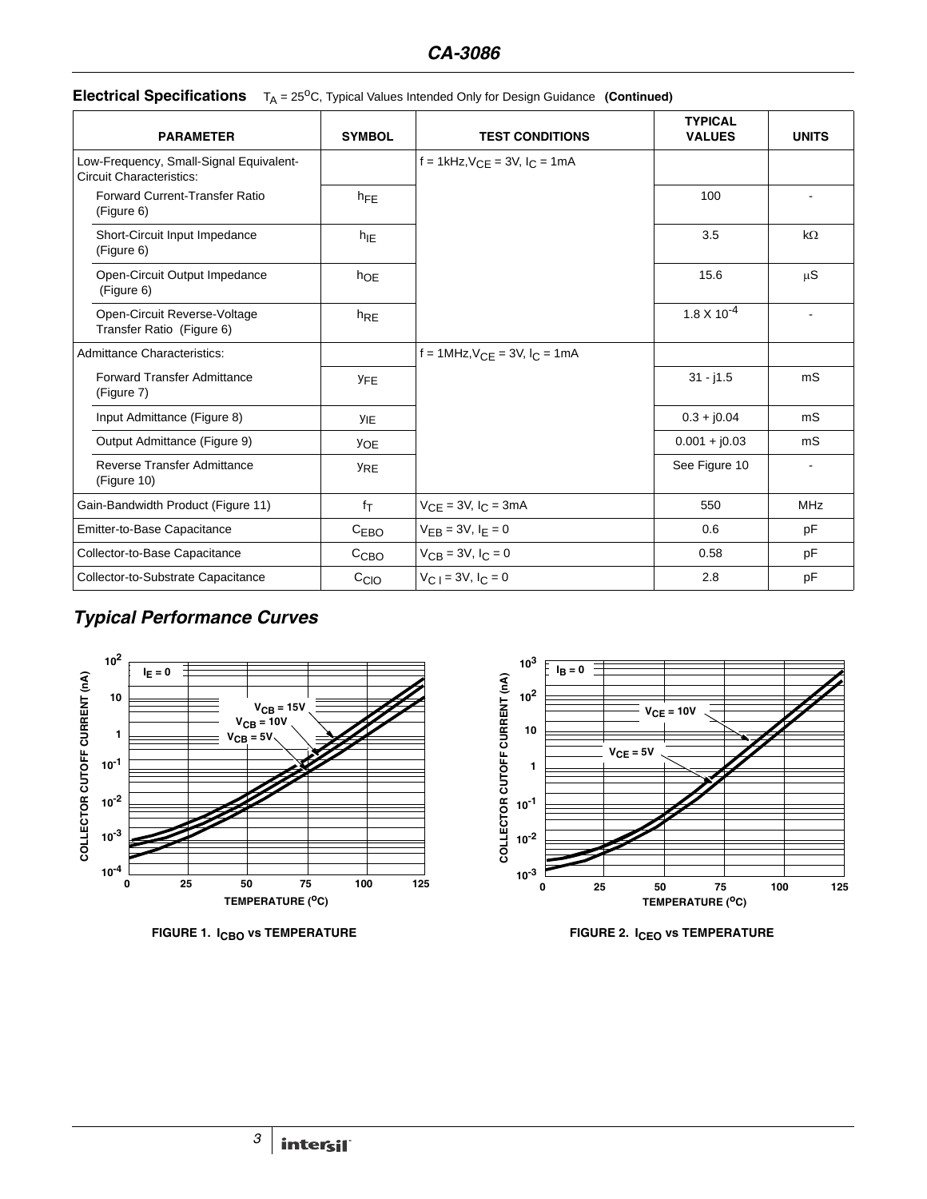## Electrical Specifications $T_A = 25^oC$, Typical Values Intended Only for Design Guidance **(Continued)**

| PARAMETER | SYMBOL | TEST CONDITIONS | TYPICAL VALUES | UNITS |
|---|---|---|---|---|
| Low-Frequency, Small-Signal Equivalent-Circuit Characteristics: | | f = 1kHz, $V_{CE}$ = 3V, $I_C$ = 1mA | | |
| Forward Current-Transfer Ratio (Figure 6) | $h_{FE}$ | | 100 | - |
| Short-Circuit Input Impedance (Figure 6) | $h_{IE}$ | | 3.5 | kΩ |
| Open-Circuit Output Impedance (Figure 6) | $h_{OE}$ | | 15.6 | μS |
| Open-Circuit Reverse-Voltage Transfer Ratio (Figure 6) | $h_{RE}$ | | $1.8 \times 10^{-4}$ | - |
| Admittance Characteristics: | | f = 1MHz, $V_{CE}$ = 3V, $I_C$ = 1mA | | |
| Forward Transfer Admittance (Figure 7) | $y_{FE}$ | | 31 - j1.5 | mS |
| Input Admittance (Figure 8) | $y_{IE}$ | | 0.3 + j0.04 | mS |
| Output Admittance (Figure 9) | $y_{OE}$ | | 0.001 + j0.03 | mS |
| Reverse Transfer Admittance (Figure 10) | $y_{RE}$ | | See Figure 10 | - |
| Gain-Bandwidth Product (Figure 11) | $f_T$ | $V_{CE}$ = 3V, $I_C$ = 3mA | 550 | MHz |
| Emitter-to-Base Capacitance | $C_{EBO}$ | $V_{EB}$ = 3V, $I_E$ = 0 | 0.6 | pF |
| Collector-to-Base Capacitance | $C_{CBO}$ | $V_{CB}$ = 3V, $I_C$ = 0 | 0.58 | pF |
| Collector-to-Substrate Capacitance | $C_{CIO}$ | $V_{CI}$ = 3V, $I_C$ = 0 | 2.8 | pF |

## *Typical Performance Curves*

FIGURE 1. $I_{CBO}$ vs TEMPERATURE

FIGURE 2. $I_{CEO}$ vs TEMPERATURE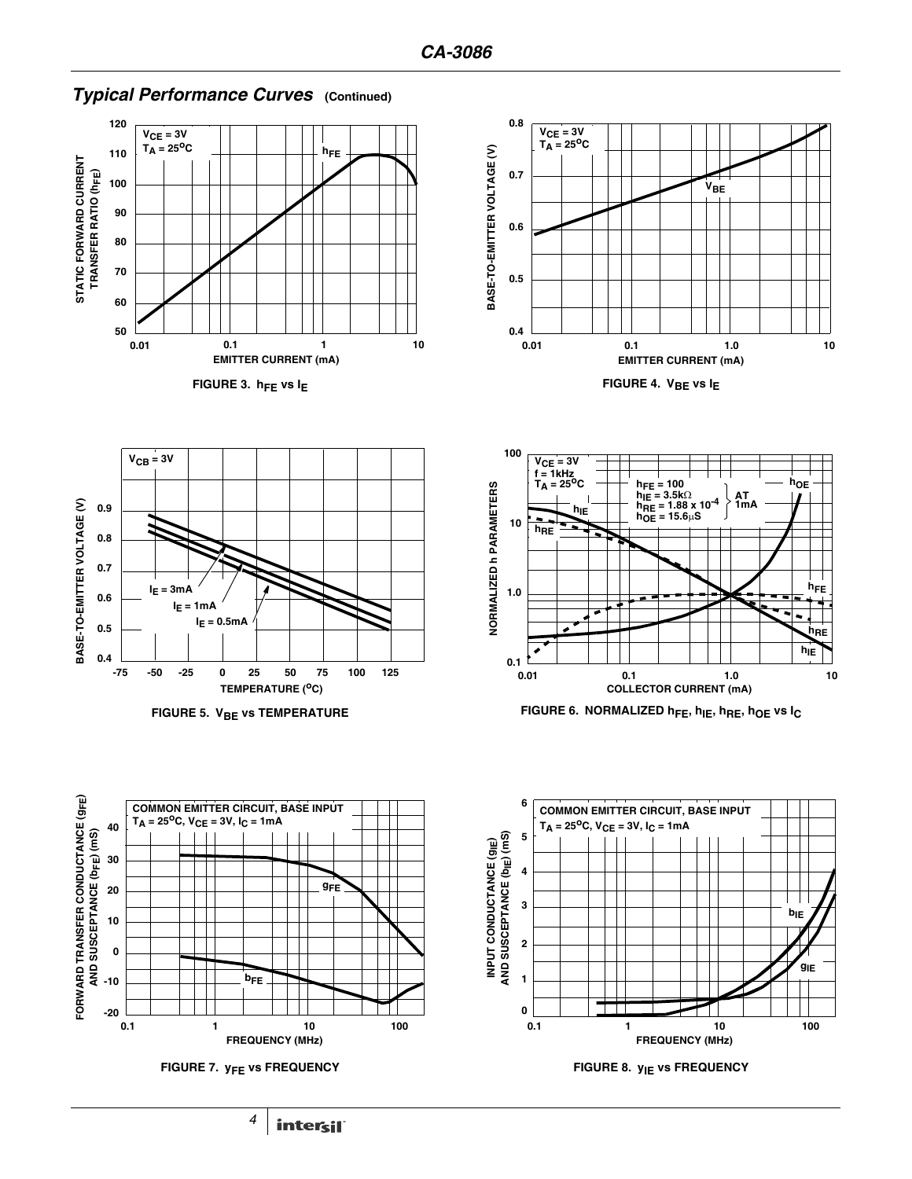## Typical Performance Curves (Continued)

FIGURE 3. $h_{FE}$ vs $I_E$

FIGURE 4. $V_{BE}$ vs $I_E$

FIGURE 5. $V_{BE}$ vs TEMPERATURE

FIGURE 6. NORMALIZED $h_{FE}$, $h_{IE}$, $h_{RE}$, $h_{OE}$ vs $I_C$

FIGURE 7. $y_{FE}$ vs FREQUENCY

FIGURE 8. $y_{IE}$ vs FREQUENCY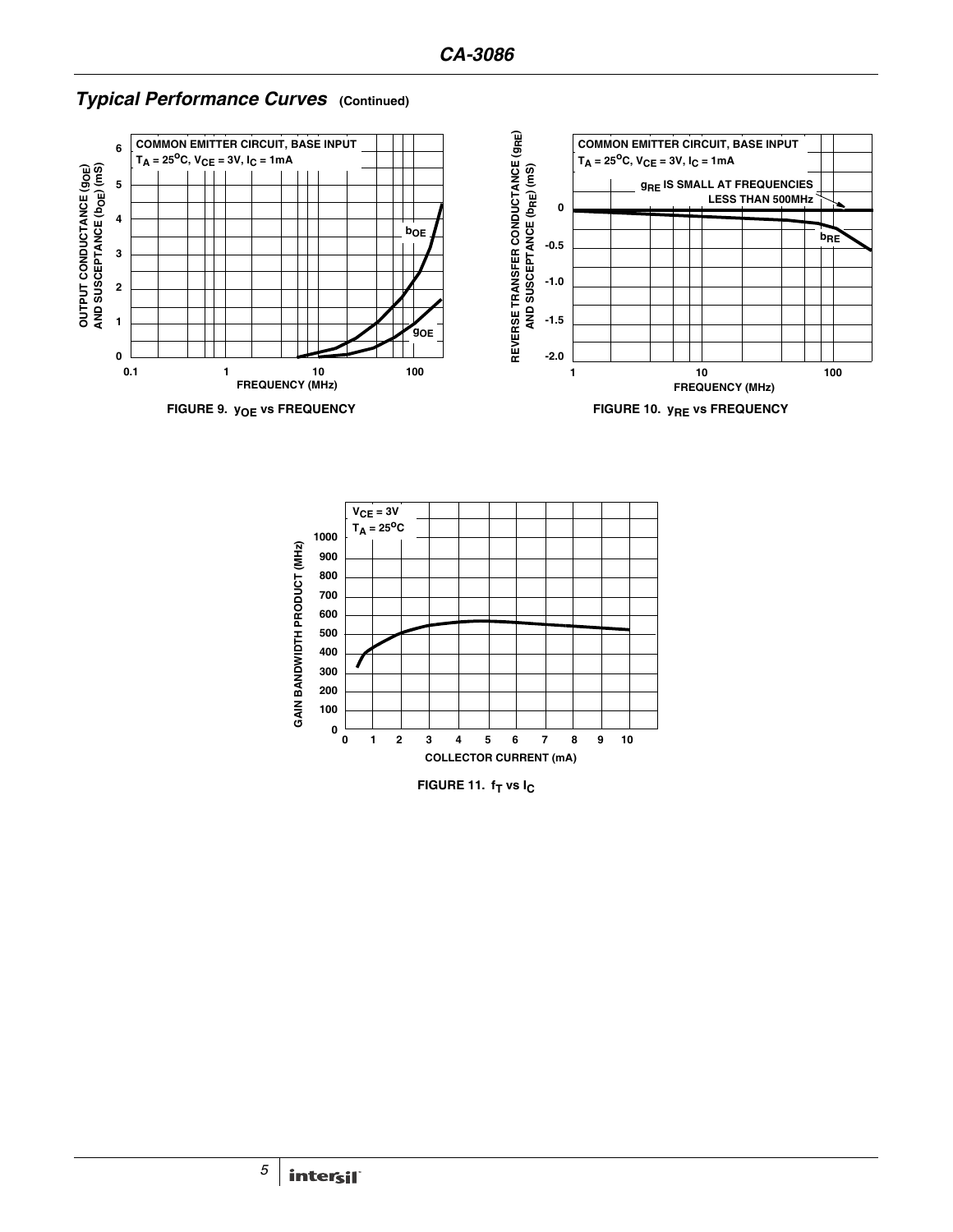## *Typical Performance Curves* (Continued)

FIGURE 9. $y_{OE}$ vs FREQUENCY

FIGURE 10. $y_{RE}$ vs FREQUENCY

FIGURE 11. $f_T$ vs $I_C$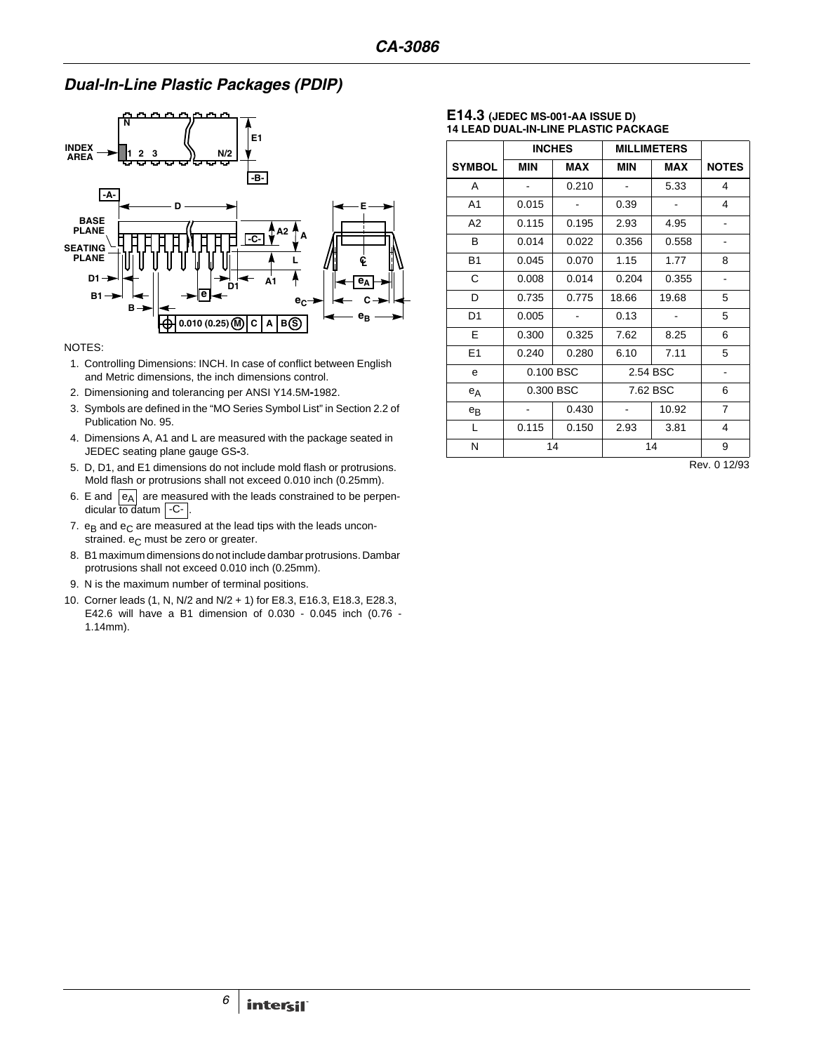## Dual-In-Line Plastic Packages (PDIP)

**E14.3 (JEDEC MS-001-AA ISSUE D)**
**14 LEAD DUAL-IN-LINE PLASTIC PACKAGE**

| SYMBOL | INCHES MIN | INCHES MAX | MILLIMETERS MIN | MILLIMETERS MAX | NOTES |
|---|---|---|---|---|---|
| A | - | 0.210 | - | 5.33 | 4 |
| A1 | 0.015 | - | 0.39 | - | 4 |
| A2 | 0.115 | 0.195 | 2.93 | 4.95 | - |
| B | 0.014 | 0.022 | 0.356 | 0.558 | - |
| B1 | 0.045 | 0.070 | 1.15 | 1.77 | 8 |
| C | 0.008 | 0.014 | 0.204 | 0.355 | - |
| D | 0.735 | 0.775 | 18.66 | 19.68 | 5 |
| D1 | 0.005 | - | 0.13 | - | 5 |
| E | 0.300 | 0.325 | 7.62 | 8.25 | 6 |
| E1 | 0.240 | 0.280 | 6.10 | 7.11 | 5 |
| e | 0.100 BSC | | 2.54 BSC | | - |
| $e_A$ | 0.300 BSC | | 7.62 BSC | | 6 |
| $e_B$ | - | 0.430 | - | 10.92 | 7 |
| L | 0.115 | 0.150 | 2.93 | 3.81 | 4 |
| N | 14 | | 14 | | 9 |

Rev. 0 12/93

NOTES:

1. Controlling Dimensions: INCH. In case of conflict between English and Metric dimensions, the inch dimensions control.
2. Dimensioning and tolerancing per ANSI Y14.5M-1982.
3. Symbols are defined in the "MO Series Symbol List" in Section 2.2 of Publication No. 95.
4. Dimensions A, A1 and L are measured with the package seated in JEDEC seating plane gauge GS-3.
5. D, D1, and E1 dimensions do not include mold flash or protrusions. Mold flash or protrusions shall not exceed 0.010 inch (0.25mm).
6. E and $e_A$ are measured with the leads constrained to be perpendicular to datum -C-.
7. $e_B$ and $e_C$ are measured at the lead tips with the leads unconstrained. $e_C$ must be zero or greater.
8. B1 maximum dimensions do not include dambar protrusions. Dambar protrusions shall not exceed 0.010 inch (0.25mm).
9. N is the maximum number of terminal positions.
10. Corner leads (1, N, N/2 and N/2 + 1) for E8.3, E16.3, E18.3, E28.3, E42.6 will have a B1 dimension of 0.030 - 0.045 inch (0.76 - 1.14mm).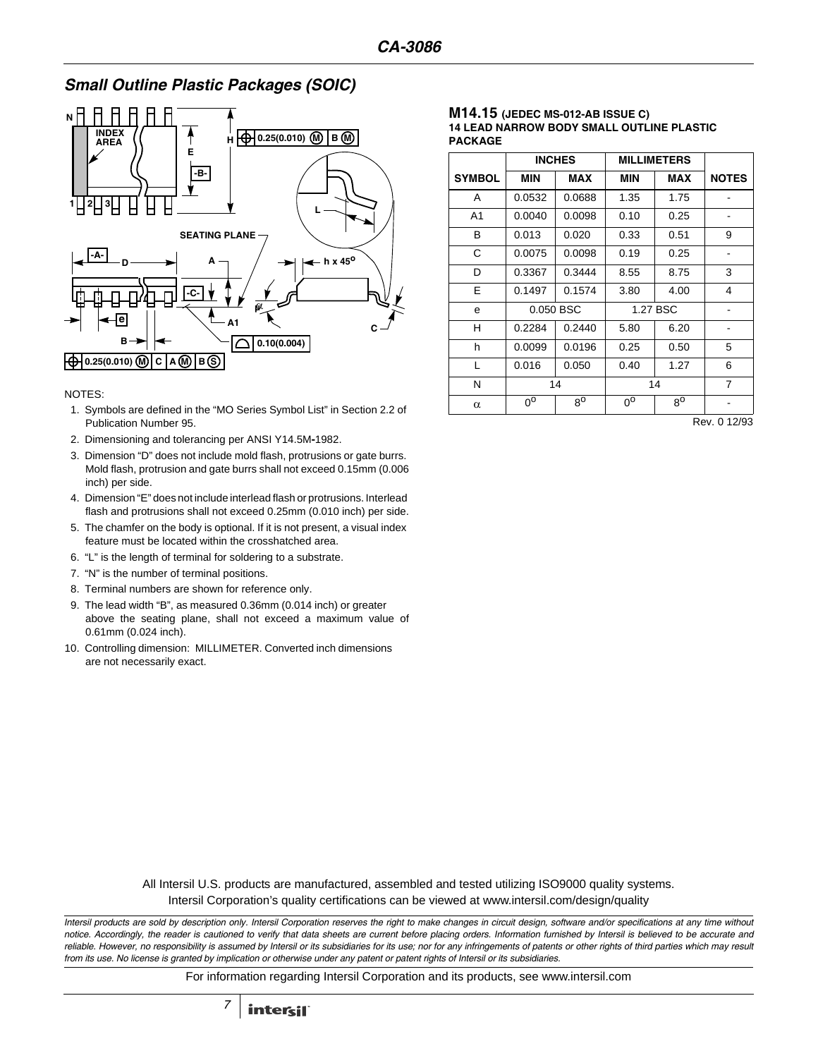## Small Outline Plastic Packages (SOIC)

N

INDEX AREA

H 0.25(0.010) M B M

E

-B-

1 2 3

L

SEATING PLANE

-A- D

A

h x 45°

-C-

α

A1

C

e

B

0.10(0.004)

0.25(0.010) M C A M B S

### M14.15 (JEDEC MS-012-AB ISSUE C)

**14 LEAD NARROW BODY SMALL OUTLINE PLASTIC PACKAGE**

| SYMBOL | INCHES | | MILLIMETERS | | NOTES |
|---|---|---|---|---|---|
| | MIN | MAX | MIN | MAX | |
| A | 0.0532 | 0.0688 | 1.35 | 1.75 | - |
| A1 | 0.0040 | 0.0098 | 0.10 | 0.25 | - |
| B | 0.013 | 0.020 | 0.33 | 0.51 | 9 |
| C | 0.0075 | 0.0098 | 0.19 | 0.25 | - |
| D | 0.3367 | 0.3444 | 8.55 | 8.75 | 3 |
| E | 0.1497 | 0.1574 | 3.80 | 4.00 | 4 |
| e | 0.050 BSC | | 1.27 BSC | | - |
| H | 0.2284 | 0.2440 | 5.80 | 6.20 | - |
| h | 0.0099 | 0.0196 | 0.25 | 0.50 | 5 |
| L | 0.016 | 0.050 | 0.40 | 1.27 | 6 |
| N | 14 | | 14 | | 7 |
| $\alpha$ | $0^o$ | $8^o$ | $0^o$ | $8^o$ | - |

Rev. 0 12/93

NOTES:

1. Symbols are defined in the “MO Series Symbol List” in Section 2.2 of Publication Number 95.
2. Dimensioning and tolerancing per ANSI Y14.5M-1982.
3. Dimension “D” does not include mold flash, protrusions or gate burrs. Mold flash, protrusion and gate burrs shall not exceed 0.15mm (0.006 inch) per side.
4. Dimension “E” does not include interlead flash or protrusions. Interlead flash and protrusions shall not exceed 0.25mm (0.010 inch) per side.
5. The chamfer on the body is optional. If it is not present, a visual index feature must be located within the crosshatched area.
6. “L” is the length of terminal for soldering to a substrate.
7. “N” is the number of terminal positions.
8. Terminal numbers are shown for reference only.
9. The lead width “B”, as measured 0.36mm (0.014 inch) or greater above the seating plane, shall not exceed a maximum value of 0.61mm (0.024 inch).
10. Controlling dimension: MILLIMETER. Converted inch dimensions are not necessarily exact.

All Intersil U.S. products are manufactured, assembled and tested utilizing ISO9000 quality systems.
Intersil Corporation’s quality certifications can be viewed at www.intersil.com/design/quality

*Intersil products are sold by description only. Intersil Corporation reserves the right to make changes in circuit design, software and/or specifications at any time without notice. Accordingly, the reader is cautioned to verify that data sheets are current before placing orders. Information furnished by Intersil is believed to be accurate and reliable. However, no responsibility is assumed by Intersil or its subsidiaries for its use; nor for any infringements of patents or other rights of third parties which may result from its use. No license is granted by implication or otherwise under any patent or patent rights of Intersil or its subsidiaries.*

For information regarding Intersil Corporation and its products, see www.intersil.com